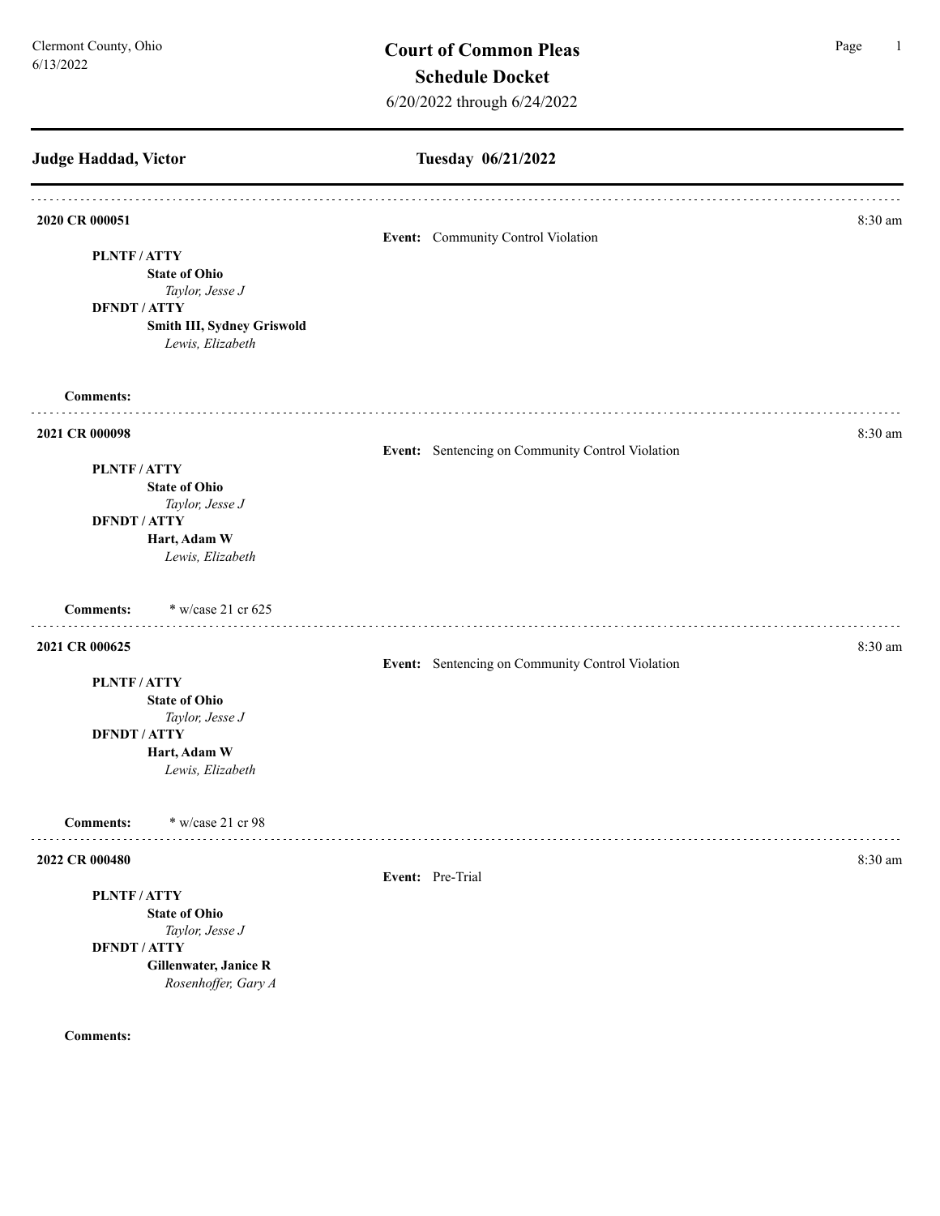Clermont County, Ohio
6/13/2022

# Court of Common Pleas
## Schedule Docket
6/20/2022 through 6/24/2022

**Judge Haddad, Victor** — **Tuesday 06/21/2022**

---

**2020 CR 000051** — 8:30 am

**Event:** Community Control Violation

**PLNTF / ATTY**
**State of Ohio**
*Taylor, Jesse J*
**DFNDT / ATTY**
**Smith III, Sydney Griswold**
*Lewis, Elizabeth*

**Comments:**

---

**2021 CR 000098** — 8:30 am

**Event:** Sentencing on Community Control Violation

**PLNTF / ATTY**
**State of Ohio**
*Taylor, Jesse J*
**DFNDT / ATTY**
**Hart, Adam W**
*Lewis, Elizabeth*

**Comments:** * w/case 21 cr 625

---

**2021 CR 000625** — 8:30 am

**Event:** Sentencing on Community Control Violation

**PLNTF / ATTY**
**State of Ohio**
*Taylor, Jesse J*
**DFNDT / ATTY**
**Hart, Adam W**
*Lewis, Elizabeth*

**Comments:** * w/case 21 cr 98

---

**2022 CR 000480** — 8:30 am

**Event:** Pre-Trial

**PLNTF / ATTY**
**State of Ohio**
*Taylor, Jesse J*
**DFNDT / ATTY**
**Gillenwater, Janice R**
*Rosenhoffer, Gary A*

**Comments:**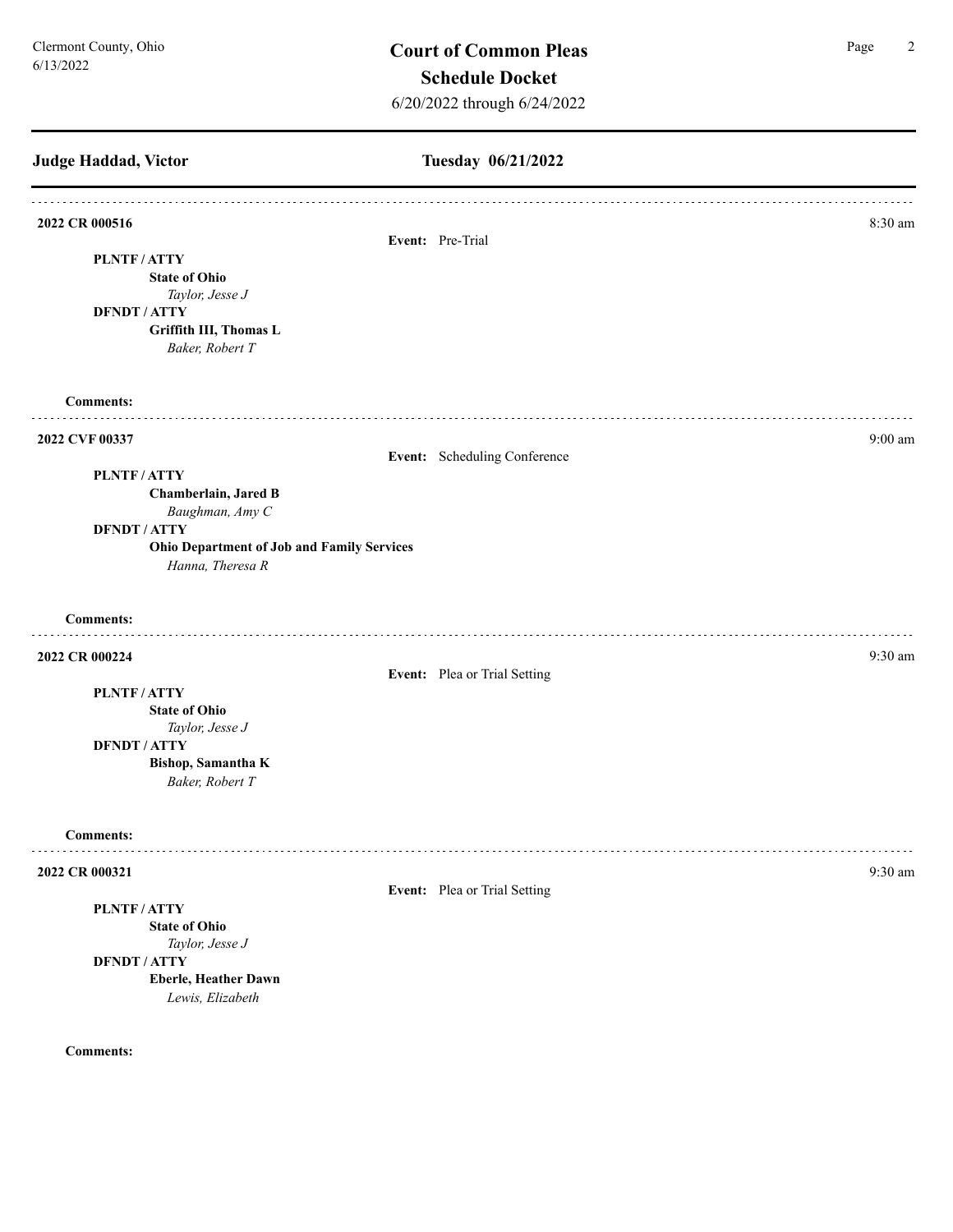**Judge Haddad, Victor** **Tuesday 06/21/2022**

---

**2022 CR 000516** 8:30 am

**Event:** Pre-Trial

**PLNTF / ATTY**
**State of Ohio**
*Taylor, Jesse J*
**DFNDT / ATTY**
**Griffith III, Thomas L**
*Baker, Robert T*

**Comments:**

---

**2022 CVF 00337** 9:00 am

**Event:** Scheduling Conference

**PLNTF / ATTY**
**Chamberlain, Jared B**
*Baughman, Amy C*
**DFNDT / ATTY**
**Ohio Department of Job and Family Services**
*Hanna, Theresa R*

**Comments:**

---

**2022 CR 000224** 9:30 am

**Event:** Plea or Trial Setting

**PLNTF / ATTY**
**State of Ohio**
*Taylor, Jesse J*
**DFNDT / ATTY**
**Bishop, Samantha K**
*Baker, Robert T*

**Comments:**

---

**2022 CR 000321** 9:30 am

**Event:** Plea or Trial Setting

**PLNTF / ATTY**
**State of Ohio**
*Taylor, Jesse J*
**DFNDT / ATTY**
**Eberle, Heather Dawn**
*Lewis, Elizabeth*

**Comments:**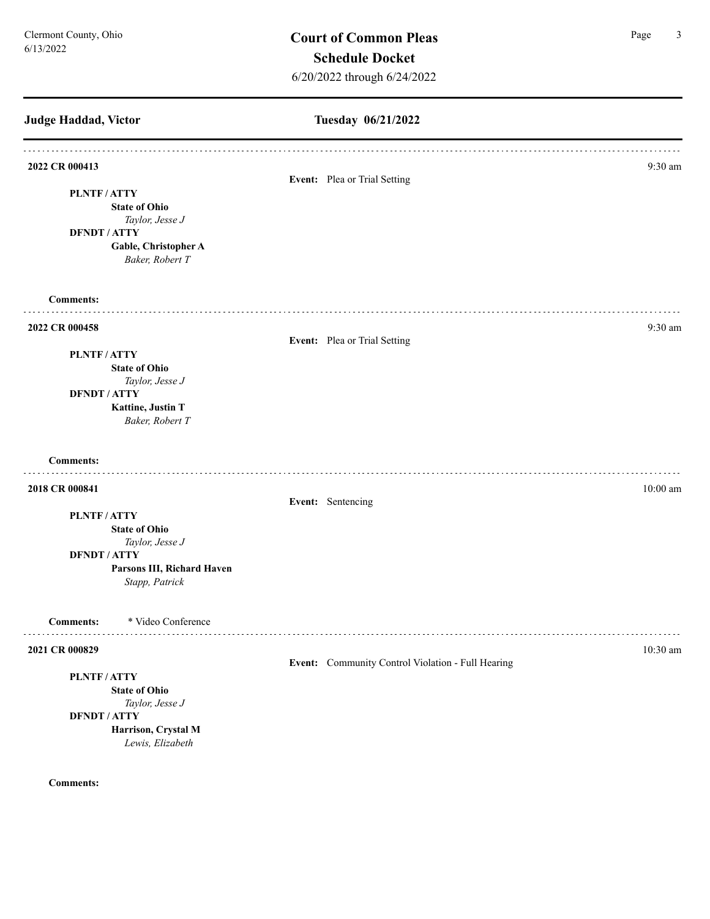## Judge Haddad, Victor — Tuesday 06/21/2022

---

**2022 CR 000413** — 9:30 am

**Event:** Plea or Trial Setting

**PLNTF / ATTY**
**State of Ohio**
*Taylor, Jesse J*

**DFNDT / ATTY**
**Gable, Christopher A**
*Baker, Robert T*

**Comments:**

---

**2022 CR 000458** — 9:30 am

**Event:** Plea or Trial Setting

**PLNTF / ATTY**
**State of Ohio**
*Taylor, Jesse J*

**DFNDT / ATTY**
**Kattine, Justin T**
*Baker, Robert T*

**Comments:**

---

**2018 CR 000841** — 10:00 am

**Event:** Sentencing

**PLNTF / ATTY**
**State of Ohio**
*Taylor, Jesse J*

**DFNDT / ATTY**
**Parsons III, Richard Haven**
*Stapp, Patrick*

**Comments:** * Video Conference

---

**2021 CR 000829** — 10:30 am

**Event:** Community Control Violation - Full Hearing

**PLNTF / ATTY**
**State of Ohio**
*Taylor, Jesse J*

**DFNDT / ATTY**
**Harrison, Crystal M**
*Lewis, Elizabeth*

**Comments:**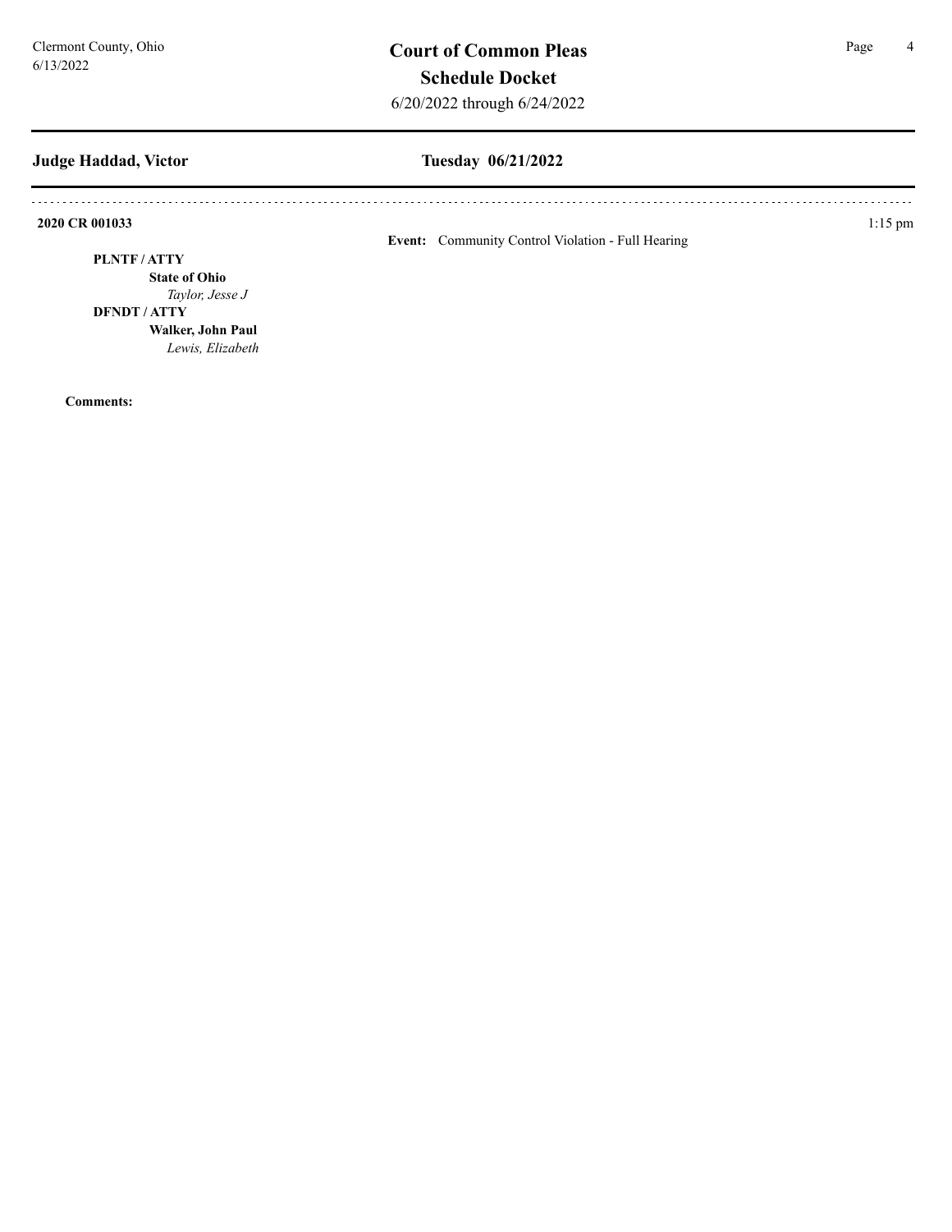Clermont County, Ohio
6/13/2022

# Court of Common Pleas
## Schedule Docket
6/20/2022 through 6/24/2022

**Judge Haddad, Victor** — **Tuesday 06/21/2022**

---

**2020 CR 001033** — 1:15 pm

**Event:** Community Control Violation - Full Hearing

**PLNTF / ATTY**
**State of Ohio**
*Taylor, Jesse J*

**DFNDT / ATTY**
**Walker, John Paul**
*Lewis, Elizabeth*

**Comments:**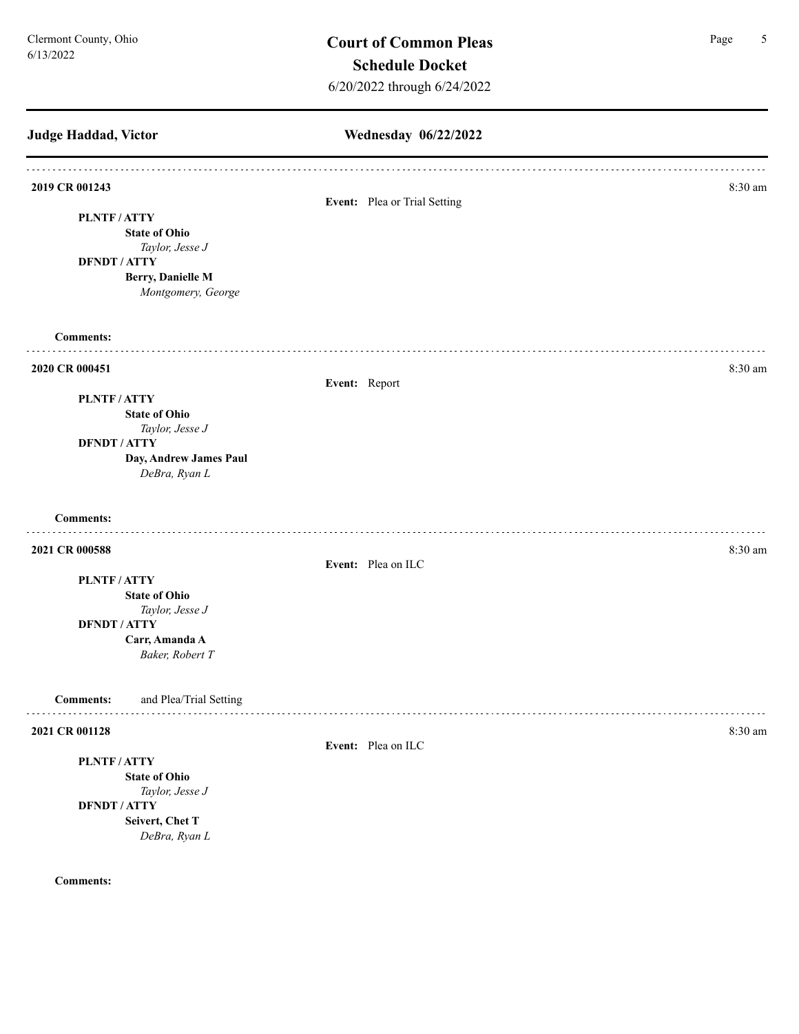Clermont County, Ohio
6/13/2022

# Court of Common Pleas
## Schedule Docket
6/20/2022 through 6/24/2022

**Judge Haddad, Victor** — **Wednesday 06/22/2022**

---

**2019 CR 001243** — 8:30 am

**Event:** Plea or Trial Setting

**PLNTF / ATTY**
**State of Ohio**
*Taylor, Jesse J*
**DFNDT / ATTY**
**Berry, Danielle M**
*Montgomery, George*

**Comments:**

---

**2020 CR 000451** — 8:30 am

**Event:** Report

**PLNTF / ATTY**
**State of Ohio**
*Taylor, Jesse J*
**DFNDT / ATTY**
**Day, Andrew James Paul**
*DeBra, Ryan L*

**Comments:**

---

**2021 CR 000588** — 8:30 am

**Event:** Plea on ILC

**PLNTF / ATTY**
**State of Ohio**
*Taylor, Jesse J*
**DFNDT / ATTY**
**Carr, Amanda A**
*Baker, Robert T*

**Comments:** and Plea/Trial Setting

---

**2021 CR 001128** — 8:30 am

**Event:** Plea on ILC

**PLNTF / ATTY**
**State of Ohio**
*Taylor, Jesse J*
**DFNDT / ATTY**
**Seivert, Chet T**
*DeBra, Ryan L*

**Comments:**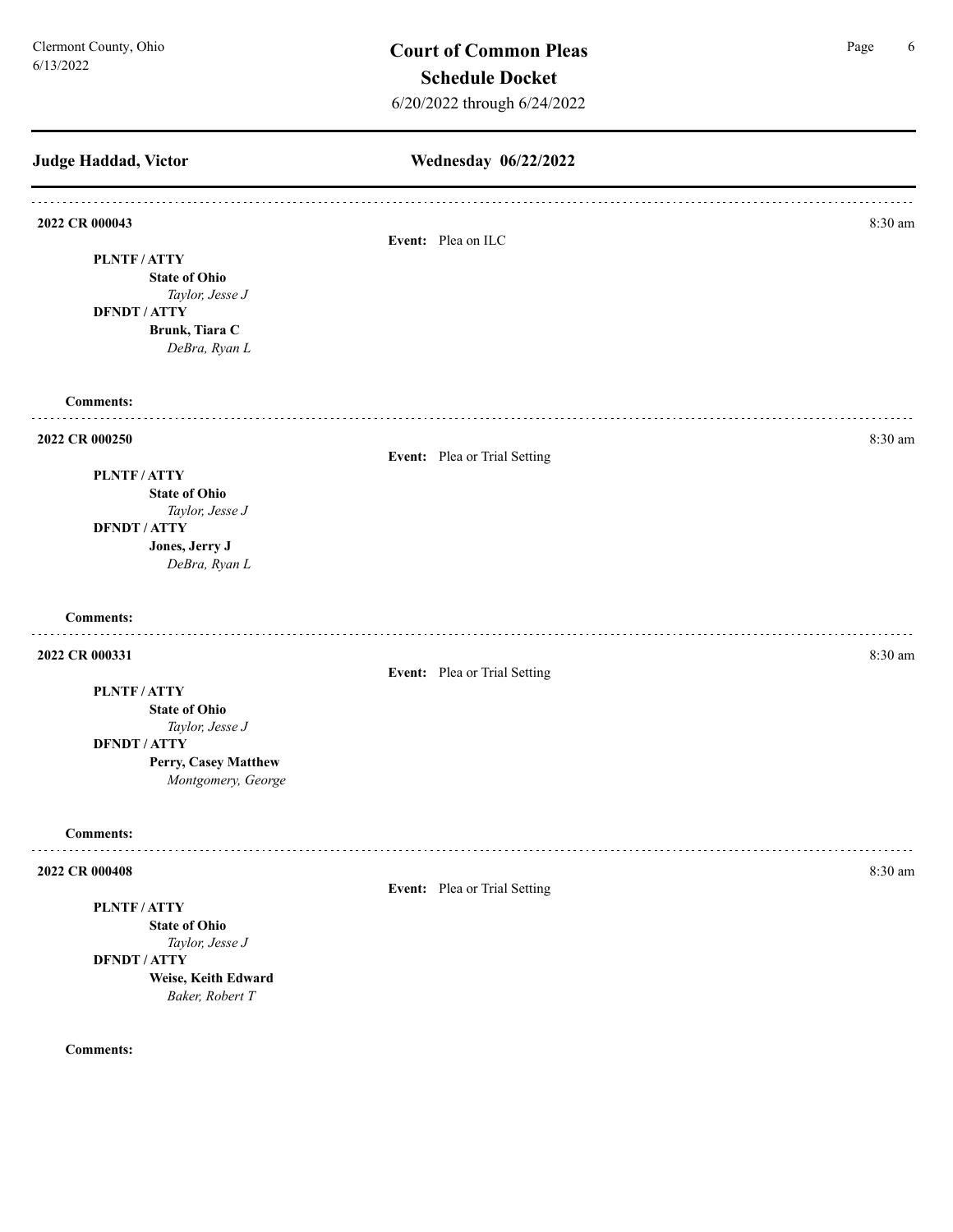## Judge Haddad, Victor

## Wednesday 06/22/2022

**2022 CR 000043** — 8:30 am

**Event:** Plea on ILC

**PLNTF / ATTY**
- **State of Ohio**
  - *Taylor, Jesse J*

**DFNDT / ATTY**
- **Brunk, Tiara C**
  - *DeBra, Ryan L*

**Comments:**

---

**2022 CR 000250** — 8:30 am

**Event:** Plea or Trial Setting

**PLNTF / ATTY**
- **State of Ohio**
  - *Taylor, Jesse J*

**DFNDT / ATTY**
- **Jones, Jerry J**
  - *DeBra, Ryan L*

**Comments:**

---

**2022 CR 000331** — 8:30 am

**Event:** Plea or Trial Setting

**PLNTF / ATTY**
- **State of Ohio**
  - *Taylor, Jesse J*

**DFNDT / ATTY**
- **Perry, Casey Matthew**
  - *Montgomery, George*

**Comments:**

---

**2022 CR 000408** — 8:30 am

**Event:** Plea or Trial Setting

**PLNTF / ATTY**
- **State of Ohio**
  - *Taylor, Jesse J*

**DFNDT / ATTY**
- **Weise, Keith Edward**
  - *Baker, Robert T*

**Comments:**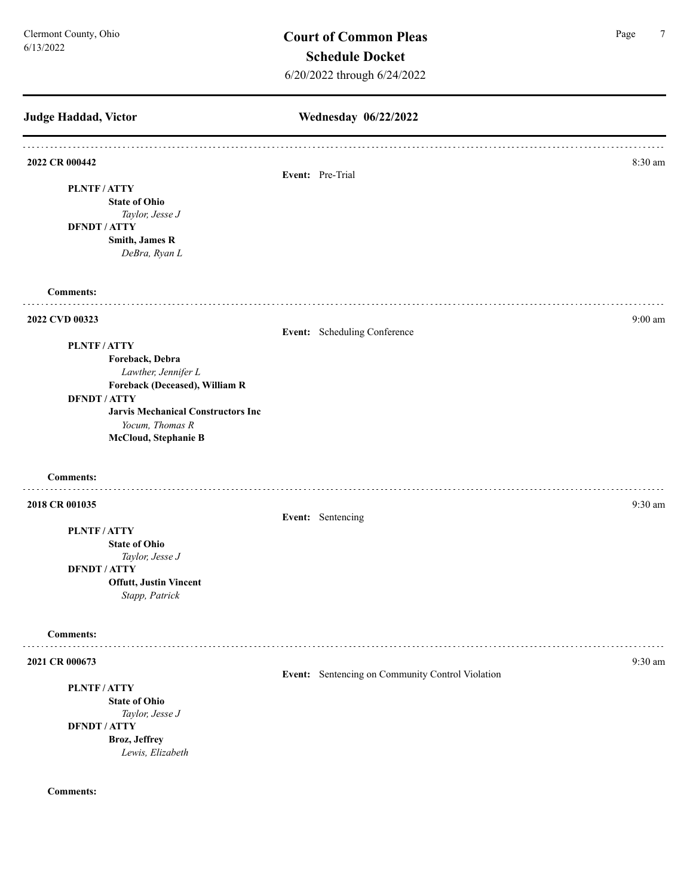## Judge Haddad, Victor — Wednesday 06/22/2022

---

**2022 CR 000442** — 8:30 am

**Event:** Pre-Trial

**PLNTF / ATTY**
- **State of Ohio**
  - *Taylor, Jesse J*

**DFNDT / ATTY**
- **Smith, James R**
  - *DeBra, Ryan L*

**Comments:**

---

**2022 CVD 00323** — 9:00 am

**Event:** Scheduling Conference

**PLNTF / ATTY**
- **Foreback, Debra**
  - *Lawther, Jennifer L*
- **Foreback (Deceased), William R**

**DFNDT / ATTY**
- **Jarvis Mechanical Constructors Inc**
  - *Yocum, Thomas R*
- **McCloud, Stephanie B**

**Comments:**

---

**2018 CR 001035** — 9:30 am

**Event:** Sentencing

**PLNTF / ATTY**
- **State of Ohio**
  - *Taylor, Jesse J*

**DFNDT / ATTY**
- **Offutt, Justin Vincent**
  - *Stapp, Patrick*

**Comments:**

---

**2021 CR 000673** — 9:30 am

**Event:** Sentencing on Community Control Violation

**PLNTF / ATTY**
- **State of Ohio**
  - *Taylor, Jesse J*

**DFNDT / ATTY**
- **Broz, Jeffrey**
  - *Lewis, Elizabeth*

**Comments:**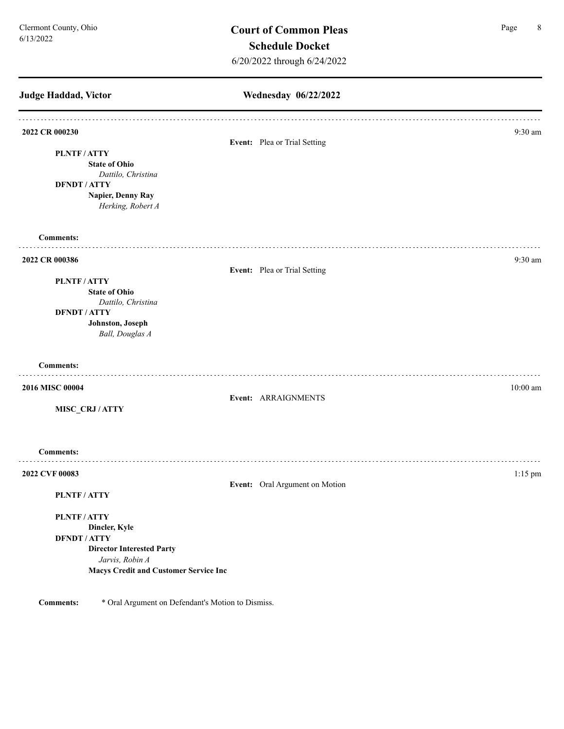**Court of Common Pleas**

**Schedule Docket**

6/20/2022 through 6/24/2022

Clermont County, Ohio
6/13/2022

## Judge Haddad, Victor — Wednesday 06/22/2022

---

**2022 CR 000230** — 9:30 am

**Event:** Plea or Trial Setting

**PLNTF / ATTY**
- **State of Ohio**
  - *Dattilo, Christina*

**DFNDT / ATTY**
- **Napier, Denny Ray**
  - *Herking, Robert A*

**Comments:**

---

**2022 CR 000386** — 9:30 am

**Event:** Plea or Trial Setting

**PLNTF / ATTY**
- **State of Ohio**
  - *Dattilo, Christina*

**DFNDT / ATTY**
- **Johnston, Joseph**
  - *Ball, Douglas A*

**Comments:**

---

**2016 MISC 00004** — 10:00 am

**Event:** ARRAIGNMENTS

**MISC_CRJ / ATTY**

**Comments:**

---

**2022 CVF 00083** — 1:15 pm

**Event:** Oral Argument on Motion

**PLNTF / ATTY**

**PLNTF / ATTY**
- **Dincler, Kyle**

**DFNDT / ATTY**
- **Director Interested Party**
  - *Jarvis, Robin A*
- **Macys Credit and Customer Service Inc**

**Comments:** * Oral Argument on Defendant's Motion to Dismiss.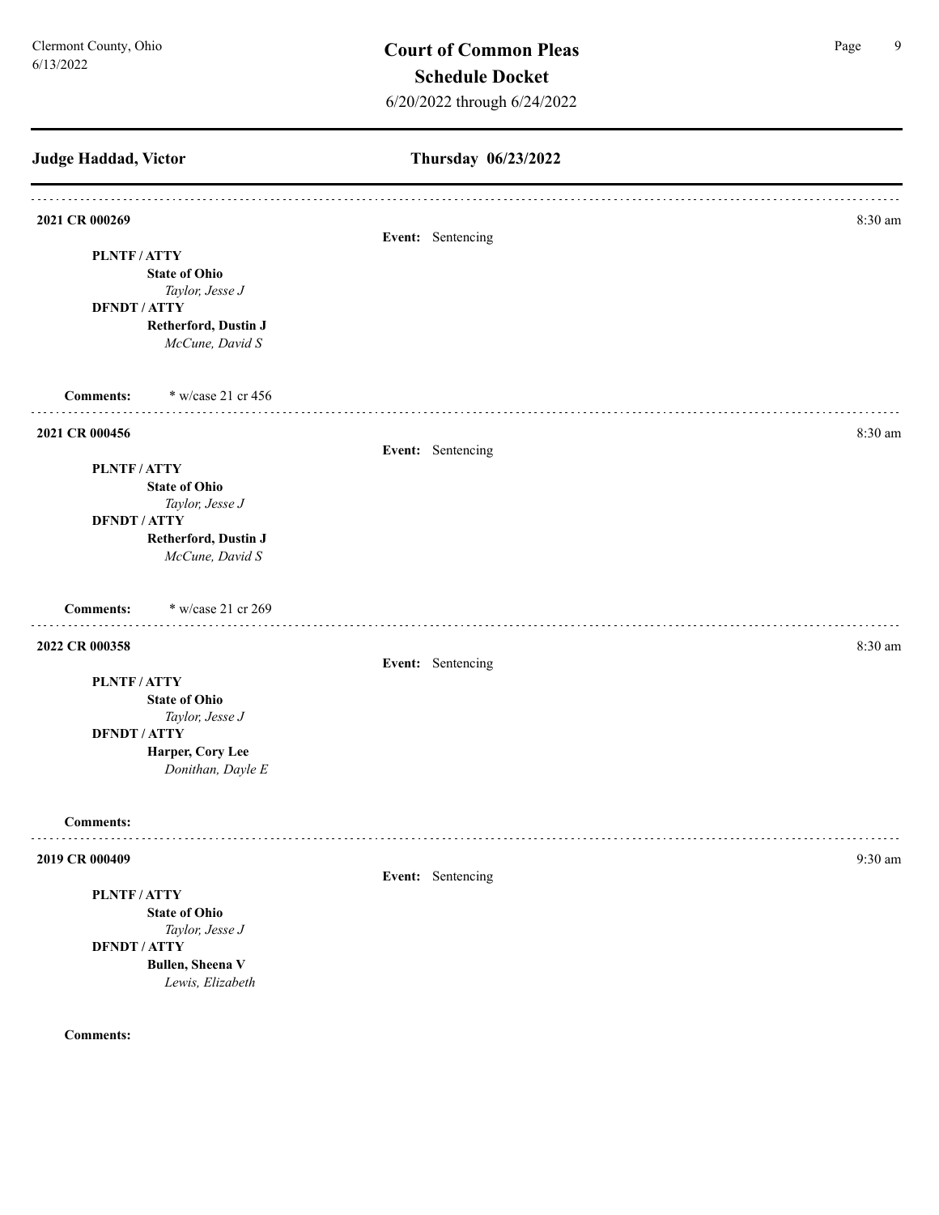**Court of Common Pleas**

**Schedule Docket**

6/20/2022 through 6/24/2022

Clermont County, Ohio
6/13/2022

**Judge Haddad, Victor** — **Thursday 06/23/2022**

---

**2021 CR 000269** — 8:30 am

**Event:** Sentencing

**PLNTF / ATTY**
- **State of Ohio**
  - *Taylor, Jesse J*

**DFNDT / ATTY**
- **Retherford, Dustin J**
  - *McCune, David S*

**Comments:** * w/case 21 cr 456

---

**2021 CR 000456** — 8:30 am

**Event:** Sentencing

**PLNTF / ATTY**
- **State of Ohio**
  - *Taylor, Jesse J*

**DFNDT / ATTY**
- **Retherford, Dustin J**
  - *McCune, David S*

**Comments:** * w/case 21 cr 269

---

**2022 CR 000358** — 8:30 am

**Event:** Sentencing

**PLNTF / ATTY**
- **State of Ohio**
  - *Taylor, Jesse J*

**DFNDT / ATTY**
- **Harper, Cory Lee**
  - *Donithan, Dayle E*

**Comments:**

---

**2019 CR 000409** — 9:30 am

**Event:** Sentencing

**PLNTF / ATTY**
- **State of Ohio**
  - *Taylor, Jesse J*

**DFNDT / ATTY**
- **Bullen, Sheena V**
  - *Lewis, Elizabeth*

**Comments:**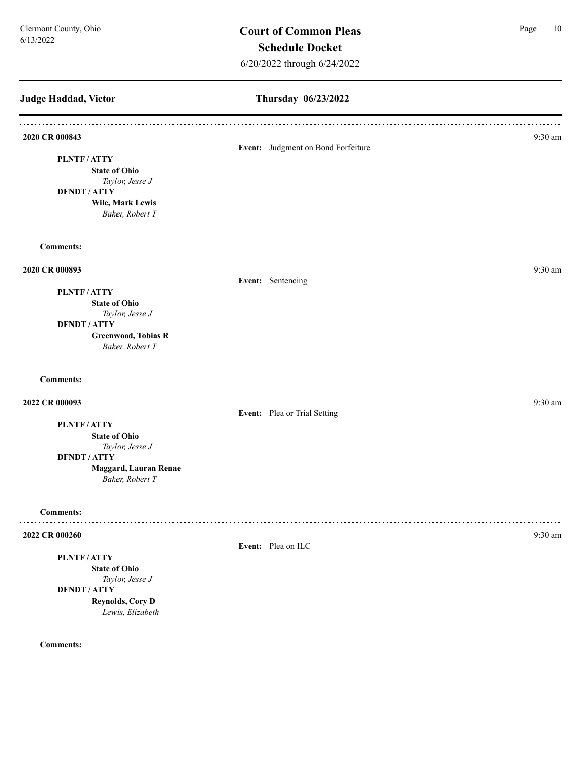# Court of Common Pleas

## Schedule Docket

6/20/2022 through 6/24/2022

Clermont County, Ohio
6/13/2022

## Judge Haddad, Victor — Thursday 06/23/2022

---

**2020 CR 000843** — 9:30 am

**Event:** Judgment on Bond Forfeiture

**PLNTF / ATTY**
**State of Ohio**
*Taylor, Jesse J*
**DFNDT / ATTY**
**Wile, Mark Lewis**
*Baker, Robert T*

**Comments:**

---

**2020 CR 000893** — 9:30 am

**Event:** Sentencing

**PLNTF / ATTY**
**State of Ohio**
*Taylor, Jesse J*
**DFNDT / ATTY**
**Greenwood, Tobias R**
*Baker, Robert T*

**Comments:**

---

**2022 CR 000093** — 9:30 am

**Event:** Plea or Trial Setting

**PLNTF / ATTY**
**State of Ohio**
*Taylor, Jesse J*
**DFNDT / ATTY**
**Maggard, Lauran Renae**
*Baker, Robert T*

**Comments:**

---

**2022 CR 000260** — 9:30 am

**Event:** Plea on ILC

**PLNTF / ATTY**
**State of Ohio**
*Taylor, Jesse J*
**DFNDT / ATTY**
**Reynolds, Cory D**
*Lewis, Elizabeth*

**Comments:**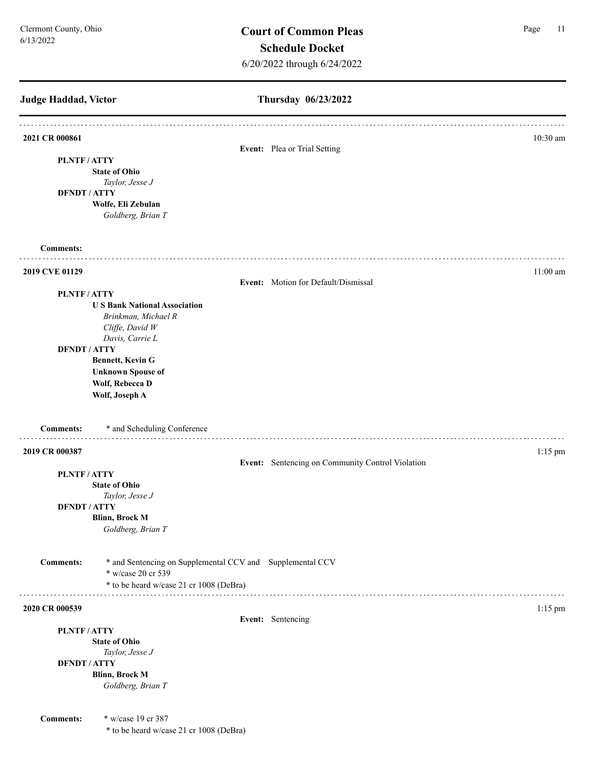## Judge Haddad, Victor — Thursday 06/23/2022

---

**2021 CR 000861** — 10:30 am

**Event:** Plea or Trial Setting

**PLNTF / ATTY**
**State of Ohio**
*Taylor, Jesse J*

**DFNDT / ATTY**
**Wolfe, Eli Zebulan**
*Goldberg, Brian T*

**Comments:**

---

**2019 CVE 01129** — 11:00 am

**Event:** Motion for Default/Dismissal

**PLNTF / ATTY**
**U S Bank National Association**
*Brinkman, Michael R*
*Cliffe, David W*
*Davis, Carrie L*

**DFNDT / ATTY**
**Bennett, Kevin G**
**Unknown Spouse of**
**Wolf, Rebecca D**
**Wolf, Joseph A**

**Comments:** * and Scheduling Conference

---

**2019 CR 000387** — 1:15 pm

**Event:** Sentencing on Community Control Violation

**PLNTF / ATTY**
**State of Ohio**
*Taylor, Jesse J*

**DFNDT / ATTY**
**Blinn, Brock M**
*Goldberg, Brian T*

**Comments:** * and Sentencing on Supplemental CCV and Supplemental CCV
* w/case 20 cr 539
* to be heard w/case 21 cr 1008 (DeBra)

---

**2020 CR 000539** — 1:15 pm

**Event:** Sentencing

**PLNTF / ATTY**
**State of Ohio**
*Taylor, Jesse J*

**DFNDT / ATTY**
**Blinn, Brock M**
*Goldberg, Brian T*

**Comments:** * w/case 19 cr 387
* to be heard w/case 21 cr 1008 (DeBra)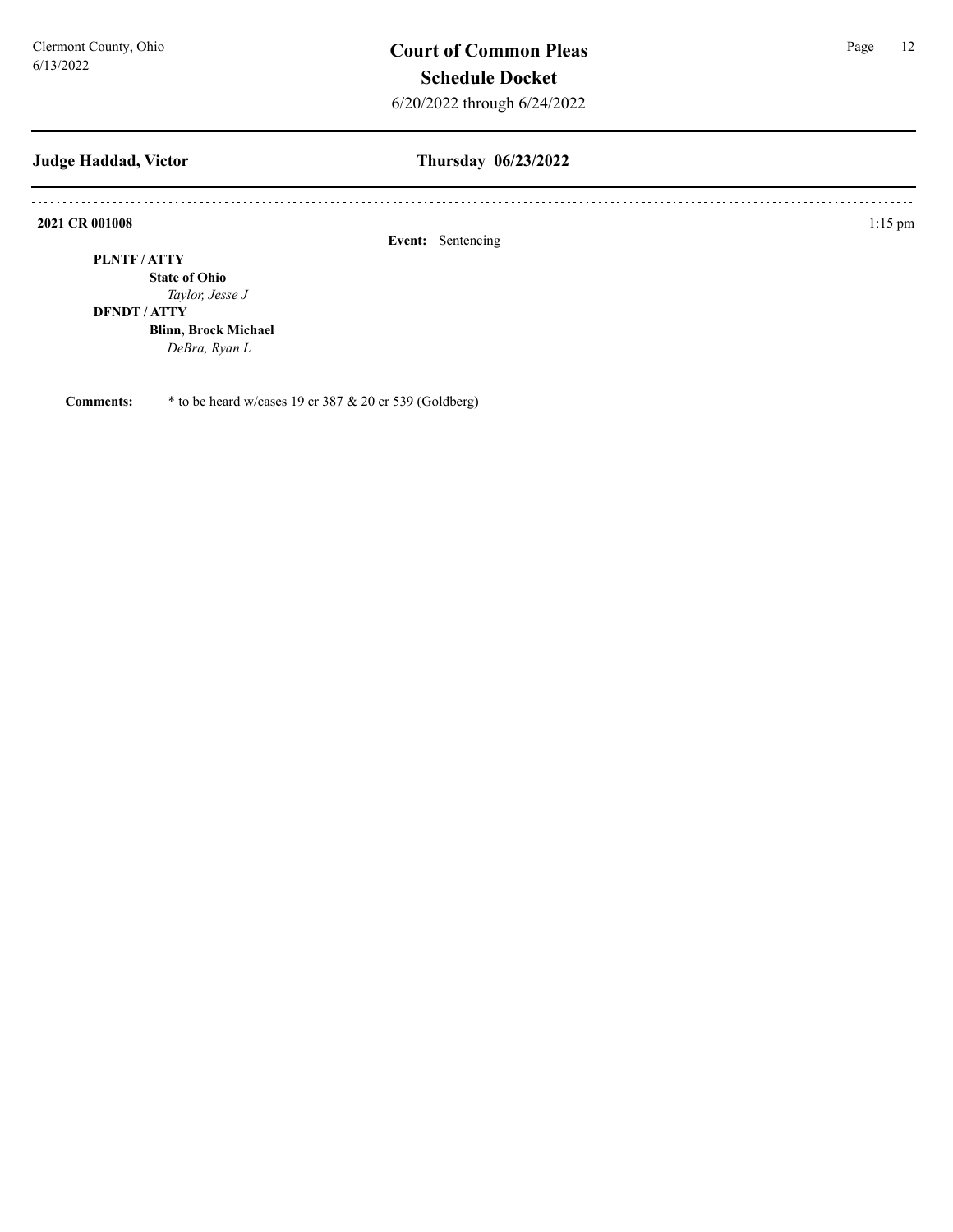**Judge Haddad, Victor** **Thursday 06/23/2022**

**2021 CR 001008** 1:15 pm

**Event:** Sentencing

**PLNTF / ATTY**

**State of Ohio**

*Taylor, Jesse J*

**DFNDT / ATTY**

**Blinn, Brock Michael**

*DeBra, Ryan L*

**Comments:** * to be heard w/cases 19 cr 387 & 20 cr 539 (Goldberg)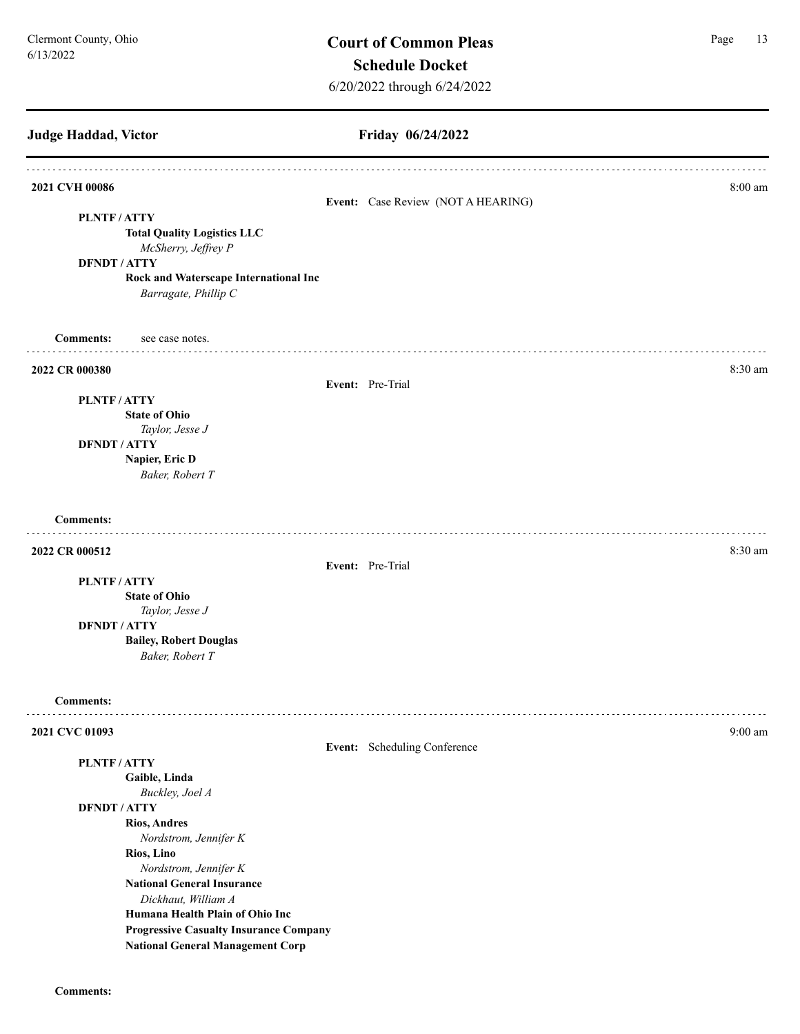## Court of Common Pleas

### Schedule Docket

6/20/2022 through 6/24/2022

Clermont County, Ohio
6/13/2022

**Judge Haddad, Victor** — **Friday 06/24/2022**

---

**2021 CVH 00086** — 8:00 am

**Event:** Case Review (NOT A HEARING)

**PLNTF / ATTY**
- **Total Quality Logistics LLC**
  - *McSherry, Jeffrey P*

**DFNDT / ATTY**
- **Rock and Waterscape International Inc**
  - *Barragate, Phillip C*

**Comments:** see case notes.

---

**2022 CR 000380** — 8:30 am

**Event:** Pre-Trial

**PLNTF / ATTY**
- **State of Ohio**
  - *Taylor, Jesse J*

**DFNDT / ATTY**
- **Napier, Eric D**
  - *Baker, Robert T*

**Comments:**

---

**2022 CR 000512** — 8:30 am

**Event:** Pre-Trial

**PLNTF / ATTY**
- **State of Ohio**
  - *Taylor, Jesse J*

**DFNDT / ATTY**
- **Bailey, Robert Douglas**
  - *Baker, Robert T*

**Comments:**

---

**2021 CVC 01093** — 9:00 am

**Event:** Scheduling Conference

**PLNTF / ATTY**
- **Gaible, Linda**
  - *Buckley, Joel A*

**DFNDT / ATTY**
- **Rios, Andres**
  - *Nordstrom, Jennifer K*
- **Rios, Lino**
  - *Nordstrom, Jennifer K*
- **National General Insurance**
  - *Dickhaut, William A*
- **Humana Health Plain of Ohio Inc**
- **Progressive Casualty Insurance Company**
- **National General Management Corp**

**Comments:**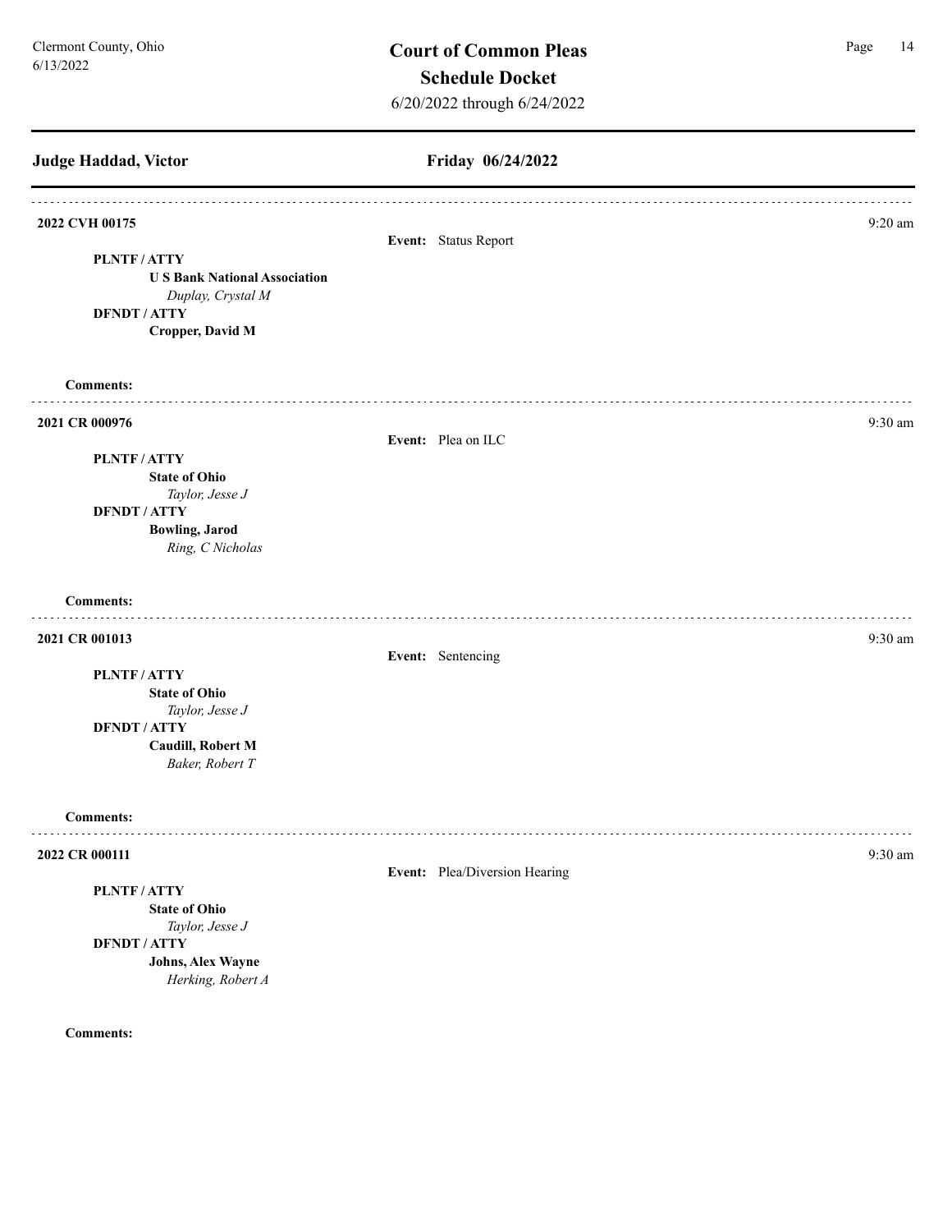## Court of Common Pleas
## Schedule Docket
6/20/2022 through 6/24/2022

**Judge Haddad, Victor** — **Friday 06/24/2022**

---

**2022 CVH 00175** — 9:20 am

**Event:** Status Report

**PLNTF / ATTY**
**U S Bank National Association**
*Duplay, Crystal M*

**DFNDT / ATTY**
**Cropper, David M**

**Comments:**

---

**2021 CR 000976** — 9:30 am

**Event:** Plea on ILC

**PLNTF / ATTY**
**State of Ohio**
*Taylor, Jesse J*

**DFNDT / ATTY**
**Bowling, Jarod**
*Ring, C Nicholas*

**Comments:**

---

**2021 CR 001013** — 9:30 am

**Event:** Sentencing

**PLNTF / ATTY**
**State of Ohio**
*Taylor, Jesse J*

**DFNDT / ATTY**
**Caudill, Robert M**
*Baker, Robert T*

**Comments:**

---

**2022 CR 000111** — 9:30 am

**Event:** Plea/Diversion Hearing

**PLNTF / ATTY**
**State of Ohio**
*Taylor, Jesse J*

**DFNDT / ATTY**
**Johns, Alex Wayne**
*Herking, Robert A*

**Comments:**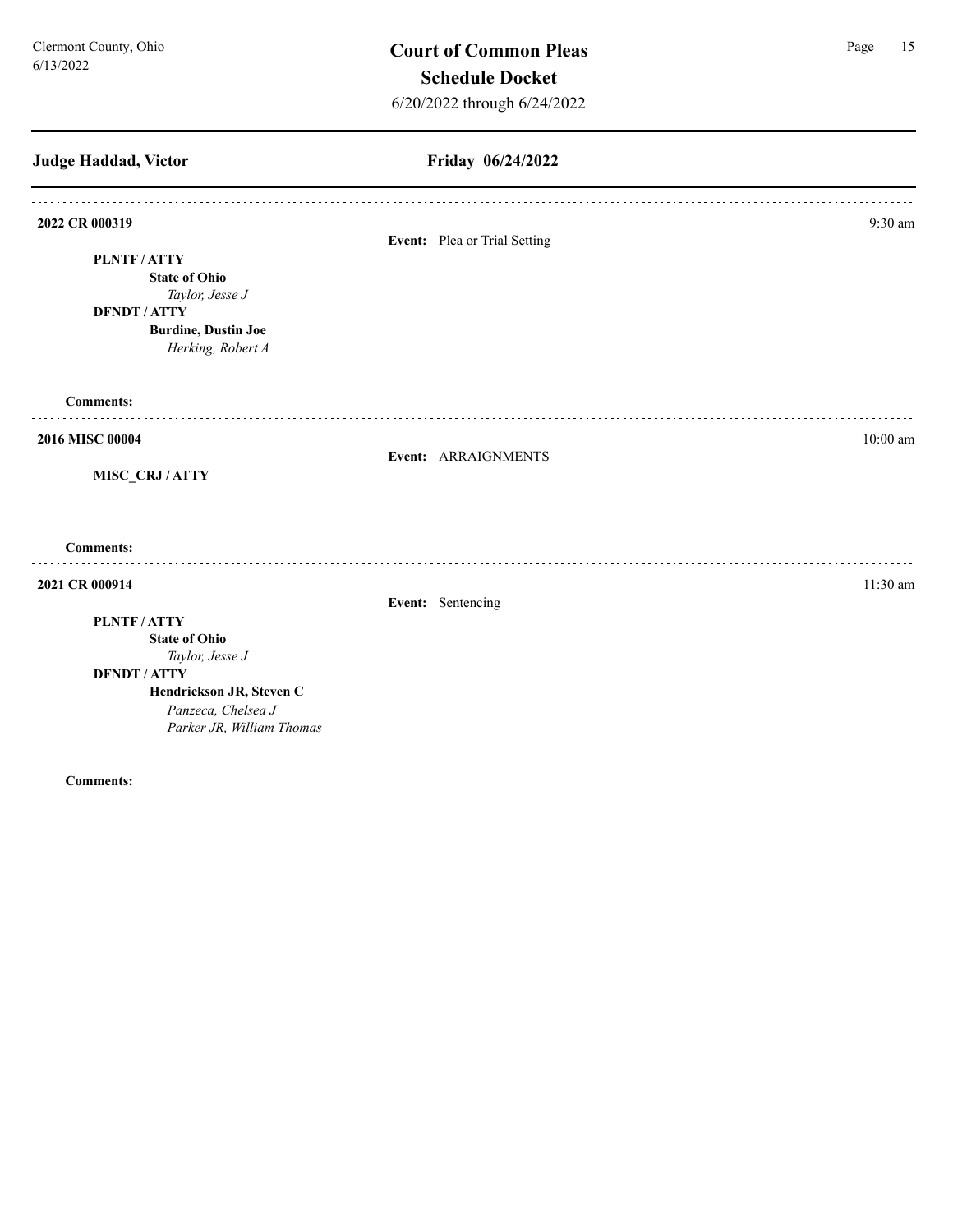## Judge Haddad, Victor

## Friday 06/24/2022

---

**2022 CR 000319** 9:30 am

**Event:** Plea or Trial Setting

**PLNTF / ATTY**

**State of Ohio**

*Taylor, Jesse J*

**DFNDT / ATTY**

**Burdine, Dustin Joe**

*Herking, Robert A*

**Comments:**

---

**2016 MISC 00004** 10:00 am

**Event:** ARRAIGNMENTS

**MISC_CRJ / ATTY**

**Comments:**

---

**2021 CR 000914** 11:30 am

**Event:** Sentencing

**PLNTF / ATTY**

**State of Ohio**

*Taylor, Jesse J*

**DFNDT / ATTY**

**Hendrickson JR, Steven C**

*Panzeca, Chelsea J*

*Parker JR, William Thomas*

**Comments:**